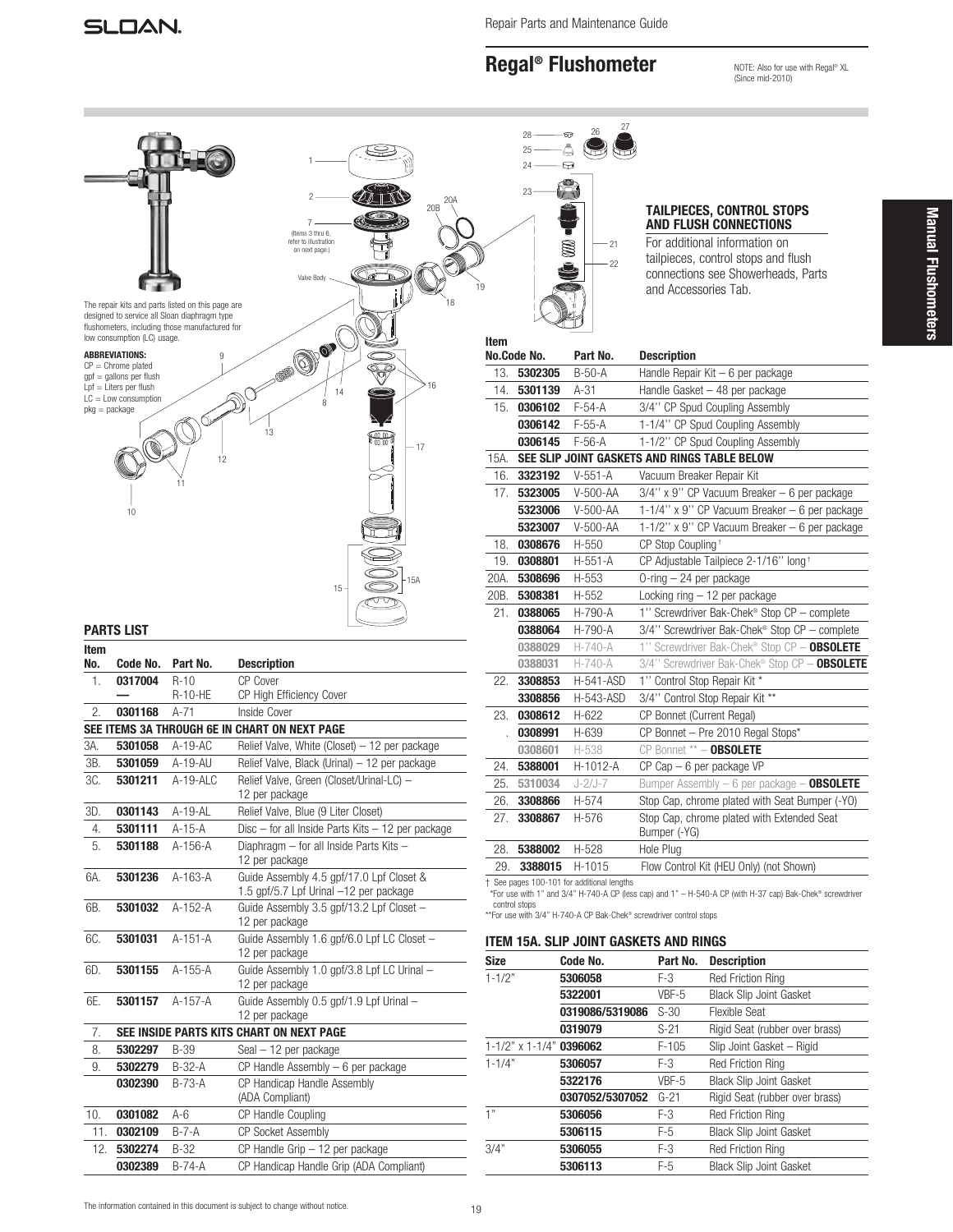# Regal® Flushometer

Repair Parts and Maintenance Guide

NOTE: Also for use with Regal® XL (Since mid-2010)

Manual Flushometers

The repair kits and parts listed on this page are designed to service all Sloan diaphragm type flushometers, including those manufactured for low consumption (LC) usage.

**ABBREVIATIONS:**
CP = Chrome plated
gpf = gallons per flush
Lpf = Liters per flush
LC = Low consumption
pkg = package

## PARTS LIST

| Item No. | Code No. | Part No. | Description |
|---|---|---|---|
| 1. | **0317004** | R-10 | CP Cover |
| | **—** | R-10-HE | CP High Efficiency Cover |
| 2. | **0301168** | A-71 | Inside Cover |
| **SEE ITEMS 3A THROUGH 6E IN CHART ON NEXT PAGE** | | | |
| 3A. | **5301058** | A-19-AC | Relief Valve, White (Closet) – 12 per package |
| 3B. | **5301059** | A-19-AU | Relief Valve, Black (Urinal) – 12 per package |
| 3C. | **5301211** | A-19-ALC | Relief Valve, Green (Closet/Urinal-LC) – 12 per package |
| 3D. | **0301143** | A-19-AL | Relief Valve, Blue (9 Liter Closet) |
| 4. | **5301111** | A-15-A | Disc – for all Inside Parts Kits – 12 per package |
| 5. | **5301188** | A-156-A | Diaphragm – for all Inside Parts Kits – 12 per package |
| 6A. | **5301236** | A-163-A | Guide Assembly 4.5 gpf/17.0 Lpf Closet & 1.5 gpf/5.7 Lpf Urinal –12 per package |
| 6B. | **5301032** | A-152-A | Guide Assembly 3.5 gpf/13.2 Lpf Closet – 12 per package |
| 6C. | **5301031** | A-151-A | Guide Assembly 1.6 gpf/6.0 Lpf LC Closet – 12 per package |
| 6D. | **5301155** | A-155-A | Guide Assembly 1.0 gpf/3.8 Lpf LC Urinal – 12 per package |
| 6E. | **5301157** | A-157-A | Guide Assembly 0.5 gpf/1.9 Lpf Urinal – 12 per package |
| 7. | **SEE INSIDE PARTS KITS CHART ON NEXT PAGE** | | |
| 8. | **5302297** | B-39 | Seal – 12 per package |
| 9. | **5302279** | B-32-A | CP Handle Assembly – 6 per package |
| | **0302390** | B-73-A | CP Handicap Handle Assembly (ADA Compliant) |
| 10. | **0301082** | A-6 | CP Handle Coupling |
| 11. | **0302109** | B-7-A | CP Socket Assembly |
| 12. | **5302274** | B-32 | CP Handle Grip – 12 per package |
| | **0302389** | B-74-A | CP Handicap Handle Grip (ADA Compliant) |
| 13. | **5302305** | B-50-A | Handle Repair Kit – 6 per package |
| 14. | **5301139** | A-31 | Handle Gasket – 48 per package |
| 15. | **0306102** | F-54-A | 3/4'' CP Spud Coupling Assembly |
| | **0306142** | F-55-A | 1-1/4'' CP Spud Coupling Assembly |
| | **0306145** | F-56-A | 1-1/2'' CP Spud Coupling Assembly |
| 15A. | **SEE SLIP JOINT GASKETS AND RINGS TABLE BELOW** | | |
| 16. | **3323192** | V-551-A | Vacuum Breaker Repair Kit |
| 17. | **5323005** | V-500-AA | 3/4'' x 9'' CP Vacuum Breaker – 6 per package |
| | **5323006** | V-500-AA | 1-1/4'' x 9'' CP Vacuum Breaker – 6 per package |
| | **5323007** | V-500-AA | 1-1/2'' x 9'' CP Vacuum Breaker – 6 per package |
| 18. | **0308676** | H-550 | CP Stop Coupling† |
| 19. | **0308801** | H-551-A | CP Adjustable Tailpiece 2-1/16'' long† |
| 20A. | **5308696** | H-553 | O-ring – 24 per package |
| 20B. | **5308381** | H-552 | Locking ring – 12 per package |
| 21. | **0388065** | H-790-A | 1'' Screwdriver Bak-Chek® Stop CP – complete |
| | **0388064** | H-790-A | 3/4'' Screwdriver Bak-Chek® Stop CP – complete |
| | **0388029** | H-740-A | 1'' Screwdriver Bak-Chek® Stop CP – **OBSOLETE** |
| | **0388031** | H-740-A | 3/4'' Screwdriver Bak-Chek® Stop CP – **OBSOLETE** |
| 22. | **3308853** | H-541-ASD | 1'' Control Stop Repair Kit * |
| | **3308856** | H-543-ASD | 3/4'' Control Stop Repair Kit ** |
| 23. | **0308612** | H-622 | CP Bonnet (Current Regal) |
| . | **0308991** | H-639 | CP Bonnet – Pre 2010 Regal Stops* |
| | **0308601** | H-538 | CP Bonnet ** – **OBSOLETE** |
| 24. | **5388001** | H-1012-A | CP Cap – 6 per package VP |
| 25. | **5310034** | J-2/J-7 | Bumper Assembly – 6 per package – **OBSOLETE** |
| 26. | **3308866** | H-574 | Stop Cap, chrome plated with Seat Bumper (-YO) |
| 27. | **3308867** | H-576 | Stop Cap, chrome plated with Extended Seat Bumper (-YG) |
| 28. | **5388002** | H-528 | Hole Plug |
| 29. | **3388015** | H-1015 | Flow Control Kit (HEU Only) (not Shown) |

† See pages 100-101 for additional lengths
*For use with 1'' and 3/4'' H-740-A CP (less cap) and 1'' – H-540-A CP (with H-37 cap) Bak-Chek® screwdriver control stops
**For use with 3/4'' H-740-A CP Bak-Chek® screwdriver control stops

### TAILPIECES, CONTROL STOPS AND FLUSH CONNECTIONS

For additional information on tailpieces, control stops and flush connections see Showerheads, Parts and Accessories Tab.

### ITEM 15A. SLIP JOINT GASKETS AND RINGS

| Size | Code No. | Part No. | Description |
|---|---|---|---|
| 1-1/2" | **5306058** | F-3 | Red Friction Ring |
| | **5322001** | VBF-5 | Black Slip Joint Gasket |
| | **0319086/5319086** | S-30 | Flexible Seat |
| | **0319079** | S-21 | Rigid Seat (rubber over brass) |
| 1-1/2" x 1-1/4" | **0396062** | F-105 | Slip Joint Gasket – Rigid |
| 1-1/4" | **5306057** | F-3 | Red Friction Ring |
| | **5322176** | VBF-5 | Black Slip Joint Gasket |
| | **0307052/5307052** | G-21 | Rigid Seat (rubber over brass) |
| 1" | **5306056** | F-3 | Red Friction Ring |
| | **5306115** | F-5 | Black Slip Joint Gasket |
| 3/4" | **5306055** | F-3 | Red Friction Ring |
| | **5306113** | F-5 | Black Slip Joint Gasket |

The information contained in this document is subject to change without notice.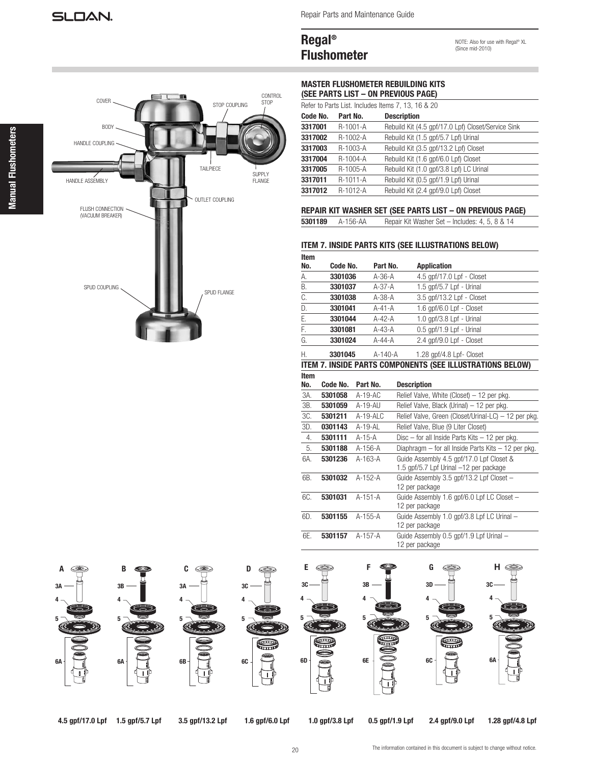# Regal® Flushometer

NOTE: Also for use with Regal® XL (Since mid-2010)

COVER
BODY
HANDLE COUPLING
HANDLE ASSEMBLY
FLUSH CONNECTION (VACUUM BREAKER)
SPUD COUPLING
STOP COUPLING
CONTROL STOP
TAILPIECE
SUPPLY FLANGE
OUTLET COUPLING
SPUD FLANGE

## MASTER FLUSHOMETER REBUILDING KITS (SEE PARTS LIST – ON PREVIOUS PAGE)

Refer to Parts List. Includes Items 7, 13, 16 & 20

| Code No. | Part No. | Description |
|---|---|---|
| **3317001** | R-1001-A | Rebuild Kit (4.5 gpf/17.0 Lpf) Closet/Service Sink |
| **3317002** | R-1002-A | Rebuild Kit (1.5 gpf/5.7 Lpf) Urinal |
| **3317003** | R-1003-A | Rebuild Kit (3.5 gpf/13.2 Lpf) Closet |
| **3317004** | R-1004-A | Rebuild Kit (1.6 gpf/6.0 Lpf) Closet |
| **3317005** | R-1005-A | Rebuild Kit (1.0 gpf/3.8 Lpf) LC Urinal |
| **3317011** | R-1011-A | Rebuild Kit (0.5 gpf/1.9 Lpf) Urinal |
| **3317012** | R-1012-A | Rebuild Kit (2.4 gpf/9.0 Lpf) Closet |

## REPAIR KIT WASHER SET (SEE PARTS LIST – ON PREVIOUS PAGE)

| Code No. | Part No. | Description |
|---|---|---|
| **5301189** | A-156-AA | Repair Kit Washer Set – Includes: 4, 5, 8 & 14 |

## ITEM 7. INSIDE PARTS KITS (SEE ILLUSTRATIONS BELOW)

| Item No. | Code No. | Part No. | Application |
|---|---|---|---|
| A. | **3301036** | A-36-A | 4.5 gpf/17.0 Lpf - Closet |
| B. | **3301037** | A-37-A | 1.5 gpf/5.7 Lpf - Urinal |
| C. | **3301038** | A-38-A | 3.5 gpf/13.2 Lpf - Closet |
| D. | **3301041** | A-41-A | 1.6 gpf/6.0 Lpf - Closet |
| E. | **3301044** | A-42-A | 1.0 gpf/3.8 Lpf - Urinal |
| F. | **3301081** | A-43-A | 0.5 gpf/1.9 Lpf - Urinal |
| G. | **3301024** | A-44-A | 2.4 gpf/9.0 Lpf - Closet |
| H. | **3301045** | A-140-A | 1.28 gpf/4.8 Lpf- Closet |

## ITEM 7. INSIDE PARTS COMPONENTS (SEE ILLUSTRATIONS BELOW)

| Item No. | Code No. | Part No. | Description |
|---|---|---|---|
| 3A. | **5301058** | A-19-AC | Relief Valve, White (Closet) – 12 per pkg. |
| 3B. | **5301059** | A-19-AU | Relief Valve, Black (Urinal) – 12 per pkg. |
| 3C. | **5301211** | A-19-ALC | Relief Valve, Green (Closet/Urinal-LC) – 12 per pkg. |
| 3D. | **0301143** | A-19-AL | Relief Valve, Blue (9 Liter Closet) |
| 4. | **5301111** | A-15-A | Disc – for all Inside Parts Kits – 12 per pkg. |
| 5. | **5301188** | A-156-A | Diaphragm – for all Inside Parts Kits – 12 per pkg. |
| 6A. | **5301236** | A-163-A | Guide Assembly 4.5 gpf/17.0 Lpf Closet & 1.5 gpf/5.7 Lpf Urinal –12 per package |
| 6B. | **5301032** | A-152-A | Guide Assembly 3.5 gpf/13.2 Lpf Closet – 12 per package |
| 6C. | **5301031** | A-151-A | Guide Assembly 1.6 gpf/6.0 Lpf LC Closet – 12 per package |
| 6D. | **5301155** | A-155-A | Guide Assembly 1.0 gpf/3.8 Lpf LC Urinal – 12 per package |
| 6E. | **5301157** | A-157-A | Guide Assembly 0.5 gpf/1.9 Lpf Urinal – 12 per package |

**A** (3A, 4, 5, 6A) — **4.5 gpf/17.0 Lpf**
**B** (3B, 4, 5, 6A) — **1.5 gpf/5.7 Lpf**
**C** (3A, 4, 5, 6B) — **3.5 gpf/13.2 Lpf**
**D** (3C, 4, 5, 6C) — **1.6 gpf/6.0 Lpf**
**E** (3C, 4, 5, 6D) — **1.0 gpf/3.8 Lpf**
**F** (3B, 4, 5, 6E) — **0.5 gpf/1.9 Lpf**
**G** (3D, 4, 5, 6C) — **2.4 gpf/9.0 Lpf**
**H** (3C, 4, 5, 6A) — **1.28 gpf/4.8 Lpf**

The information contained in this document is subject to change without notice.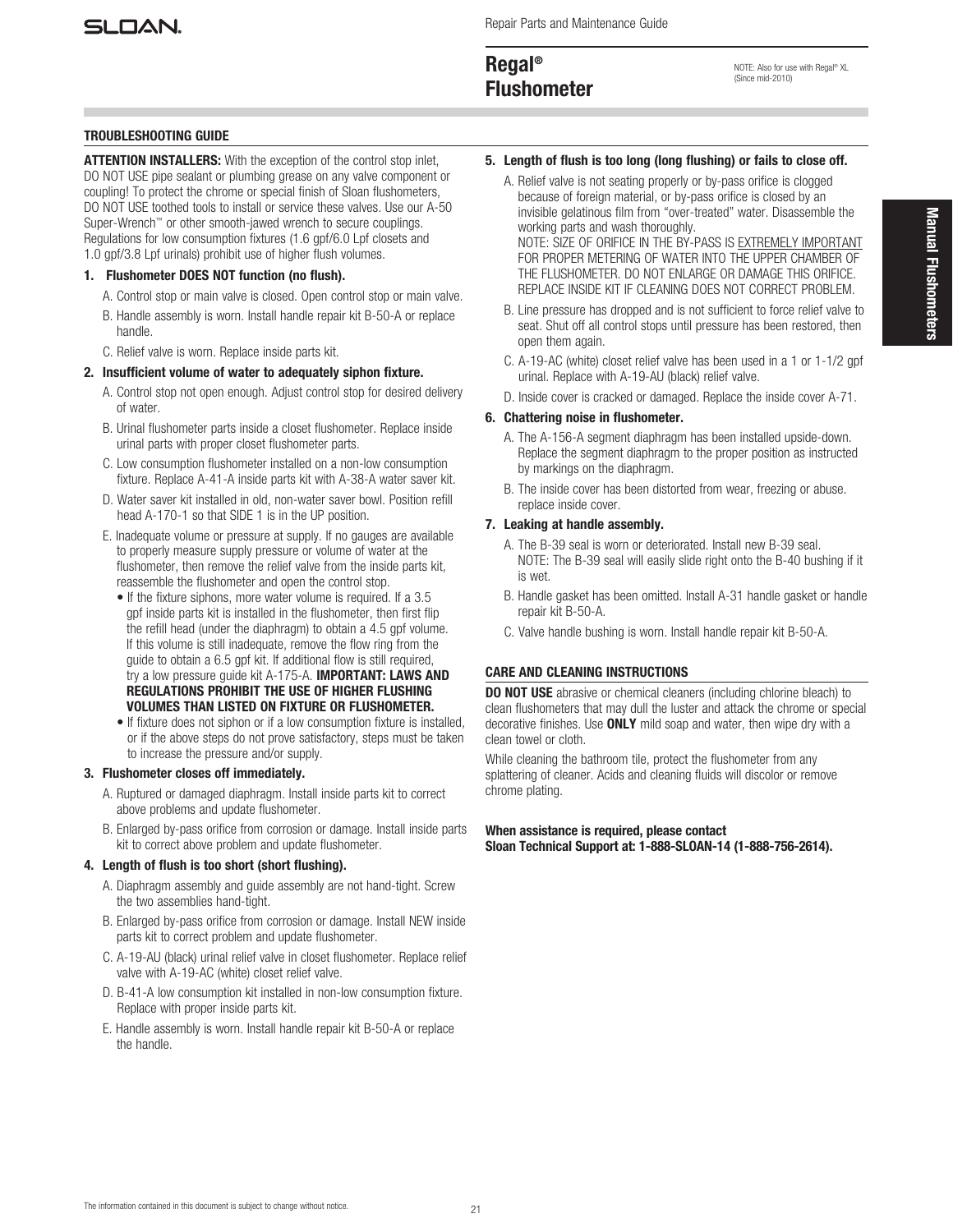# Regal® Flushometer

NOTE: Also for use with Regal® XL (Since mid-2010)

## TROUBLESHOOTING GUIDE

**ATTENTION INSTALLERS:** With the exception of the control stop inlet, DO NOT USE pipe sealant or plumbing grease on any valve component or coupling! To protect the chrome or special finish of Sloan flushometers, DO NOT USE toothed tools to install or service these valves. Use our A-50 Super-Wrench™ or other smooth-jawed wrench to secure couplings. Regulations for low consumption fixtures (1.6 gpf/6.0 Lpf closets and 1.0 gpf/3.8 Lpf urinals) prohibit use of higher flush volumes.

**1. Flushometer DOES NOT function (no flush).**

A. Control stop or main valve is closed. Open control stop or main valve.

B. Handle assembly is worn. Install handle repair kit B-50-A or replace handle.

C. Relief valve is worn. Replace inside parts kit.

**2. Insufficient volume of water to adequately siphon fixture.**

A. Control stop not open enough. Adjust control stop for desired delivery of water.

B. Urinal flushometer parts inside a closet flushometer. Replace inside urinal parts with proper closet flushometer parts.

C. Low consumption flushometer installed on a non-low consumption fixture. Replace A-41-A inside parts kit with A-38-A water saver kit.

D. Water saver kit installed in old, non-water saver bowl. Position refill head A-170-1 so that SIDE 1 is in the UP position.

E. Inadequate volume or pressure at supply. If no gauges are available to properly measure supply pressure or volume of water at the flushometer, then remove the relief valve from the inside parts kit, reassemble the flushometer and open the control stop.

- If the fixture siphons, more water volume is required. If a 3.5 gpf inside parts kit is installed in the flushometer, then first flip the refill head (under the diaphragm) to obtain a 4.5 gpf volume. If this volume is still inadequate, remove the flow ring from the guide to obtain a 6.5 gpf kit. If additional flow is still required, try a low pressure guide kit A-175-A. **IMPORTANT: LAWS AND REGULATIONS PROHIBIT THE USE OF HIGHER FLUSHING VOLUMES THAN LISTED ON FIXTURE OR FLUSHOMETER.**
- If fixture does not siphon or if a low consumption fixture is installed, or if the above steps do not prove satisfactory, steps must be taken to increase the pressure and/or supply.

**3. Flushometer closes off immediately.**

A. Ruptured or damaged diaphragm. Install inside parts kit to correct above problems and update flushometer.

B. Enlarged by-pass orifice from corrosion or damage. Install inside parts kit to correct above problem and update flushometer.

**4. Length of flush is too short (short flushing).**

A. Diaphragm assembly and guide assembly are not hand-tight. Screw the two assemblies hand-tight.

B. Enlarged by-pass orifice from corrosion or damage. Install NEW inside parts kit to correct problem and update flushometer.

C. A-19-AU (black) urinal relief valve in closet flushometer. Replace relief valve with A-19-AC (white) closet relief valve.

D. B-41-A low consumption kit installed in non-low consumption fixture. Replace with proper inside parts kit.

E. Handle assembly is worn. Install handle repair kit B-50-A or replace the handle.

**5. Length of flush is too long (long flushing) or fails to close off.**

A. Relief valve is not seating properly or by-pass orifice is clogged because of foreign material, or by-pass orifice is closed by an invisible gelatinous film from "over-treated" water. Disassemble the working parts and wash thoroughly.
NOTE: SIZE OF ORIFICE IN THE BY-PASS IS <u>EXTREMELY IMPORTANT</u> FOR PROPER METERING OF WATER INTO THE UPPER CHAMBER OF THE FLUSHOMETER. DO NOT ENLARGE OR DAMAGE THIS ORIFICE. REPLACE INSIDE KIT IF CLEANING DOES NOT CORRECT PROBLEM.

B. Line pressure has dropped and is not sufficient to force relief valve to seat. Shut off all control stops until pressure has been restored, then open them again.

C. A-19-AC (white) closet relief valve has been used in a 1 or 1-1/2 gpf urinal. Replace with A-19-AU (black) relief valve.

D. Inside cover is cracked or damaged. Replace the inside cover A-71.

**6. Chattering noise in flushometer.**

A. The A-156-A segment diaphragm has been installed upside-down. Replace the segment diaphragm to the proper position as instructed by markings on the diaphragm.

B. The inside cover has been distorted from wear, freezing or abuse. replace inside cover.

**7. Leaking at handle assembly.**

A. The B-39 seal is worn or deteriorated. Install new B-39 seal.
NOTE: The B-39 seal will easily slide right onto the B-40 bushing if it is wet.

B. Handle gasket has been omitted. Install A-31 handle gasket or handle repair kit B-50-A.

C. Valve handle bushing is worn. Install handle repair kit B-50-A.

## CARE AND CLEANING INSTRUCTIONS

**DO NOT USE** abrasive or chemical cleaners (including chlorine bleach) to clean flushometers that may dull the luster and attack the chrome or special decorative finishes. Use **ONLY** mild soap and water, then wipe dry with a clean towel or cloth.

While cleaning the bathroom tile, protect the flushometer from any splattering of cleaner. Acids and cleaning fluids will discolor or remove chrome plating.

**When assistance is required, please contact**
**Sloan Technical Support at: 1-888-SLOAN-14 (1-888-756-2614).**